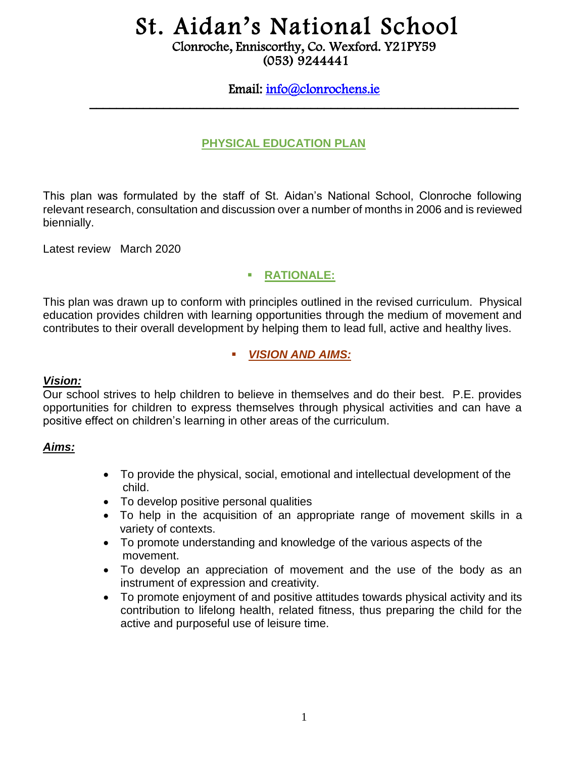# St. Aidan's National School

Clonroche, Enniscorthy, Co. Wexford. Y21PY59
(053) 9244441

Email: info@clonrochens.ie

---

## PHYSICAL EDUCATION PLAN

This plan was formulated by the staff of St. Aidan's National School, Clonroche following relevant research, consultation and discussion over a number of months in 2006 and is reviewed biennially.

Latest review March 2020

### RATIONALE:

This plan was drawn up to conform with principles outlined in the revised curriculum. Physical education provides children with learning opportunities through the medium of movement and contributes to their overall development by helping them to lead full, active and healthy lives.

### *VISION AND AIMS:*

***Vision:***

Our school strives to help children to believe in themselves and do their best. P.E. provides opportunities for children to express themselves through physical activities and can have a positive effect on children's learning in other areas of the curriculum.

***Aims:***

- To provide the physical, social, emotional and intellectual development of the child.
- To develop positive personal qualities
- To help in the acquisition of an appropriate range of movement skills in a variety of contexts.
- To promote understanding and knowledge of the various aspects of the movement.
- To develop an appreciation of movement and the use of the body as an instrument of expression and creativity.
- To promote enjoyment of and positive attitudes towards physical activity and its contribution to lifelong health, related fitness, thus preparing the child for the active and purposeful use of leisure time.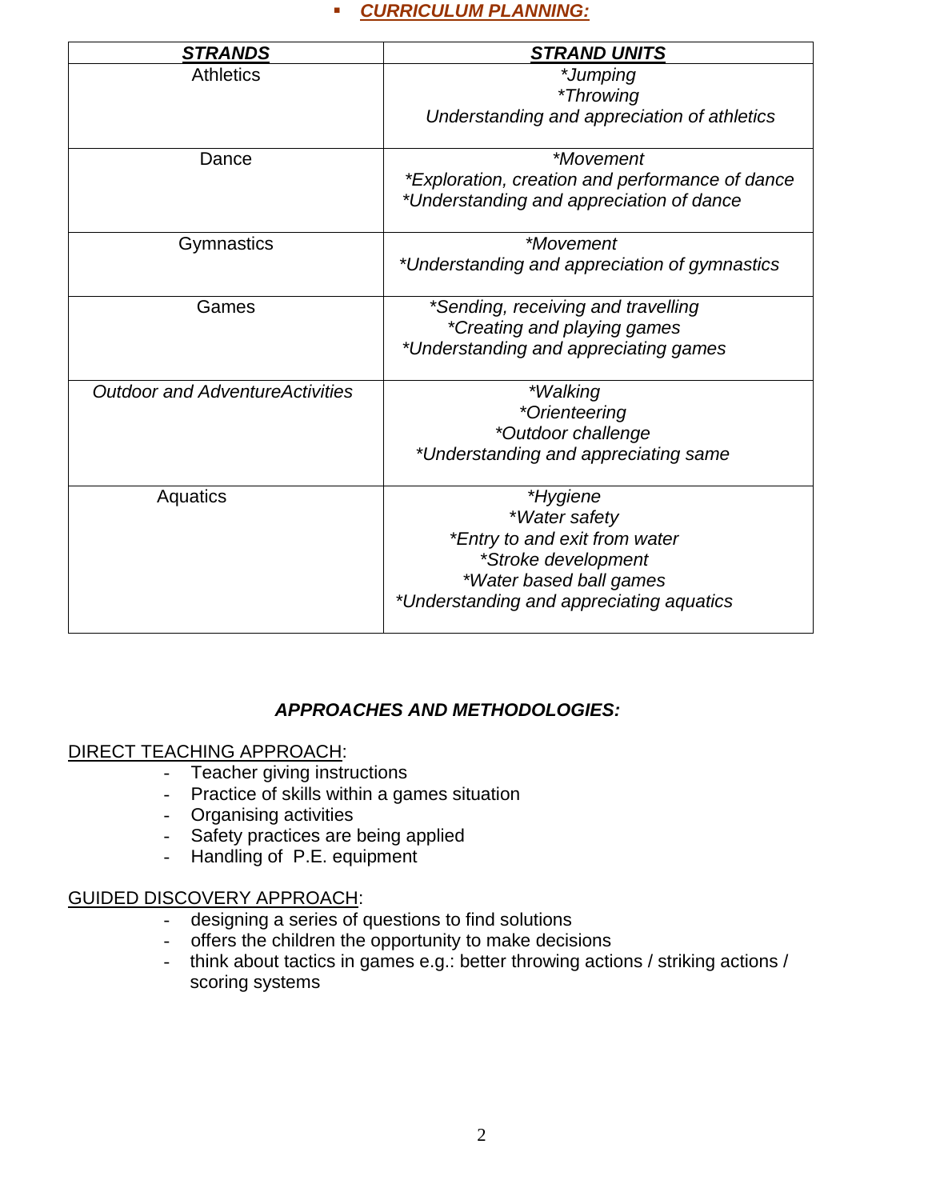- ***CURRICULUM PLANNING:***

| ***STRANDS*** | ***STRAND UNITS*** |
|---|---|
| Athletics | **Jumping*<br>**Throwing*<br>*Understanding and appreciation of athletics* |
| Dance | **Movement*<br>**Exploration, creation and performance of dance*<br>**Understanding and appreciation of dance* |
| Gymnastics | **Movement*<br>**Understanding and appreciation of gymnastics* |
| Games | **Sending, receiving and travelling*<br>**Creating and playing games*<br>**Understanding and appreciating games* |
| *Outdoor and AdventureActivities* | **Walking*<br>**Orienteering*<br>**Outdoor challenge*<br>**Understanding and appreciating same* |
| Aquatics | **Hygiene*<br>**Water safety*<br>**Entry to and exit from water*<br>**Stroke development*<br>**Water based ball games*<br>**Understanding and appreciating aquatics* |

## *APPROACHES AND METHODOLOGIES:*

DIRECT TEACHING APPROACH:

- Teacher giving instructions
- Practice of skills within a games situation
- Organising activities
- Safety practices are being applied
- Handling of P.E. equipment

GUIDED DISCOVERY APPROACH:

- designing a series of questions to find solutions
- offers the children the opportunity to make decisions
- think about tactics in games e.g.: better throwing actions / striking actions / scoring systems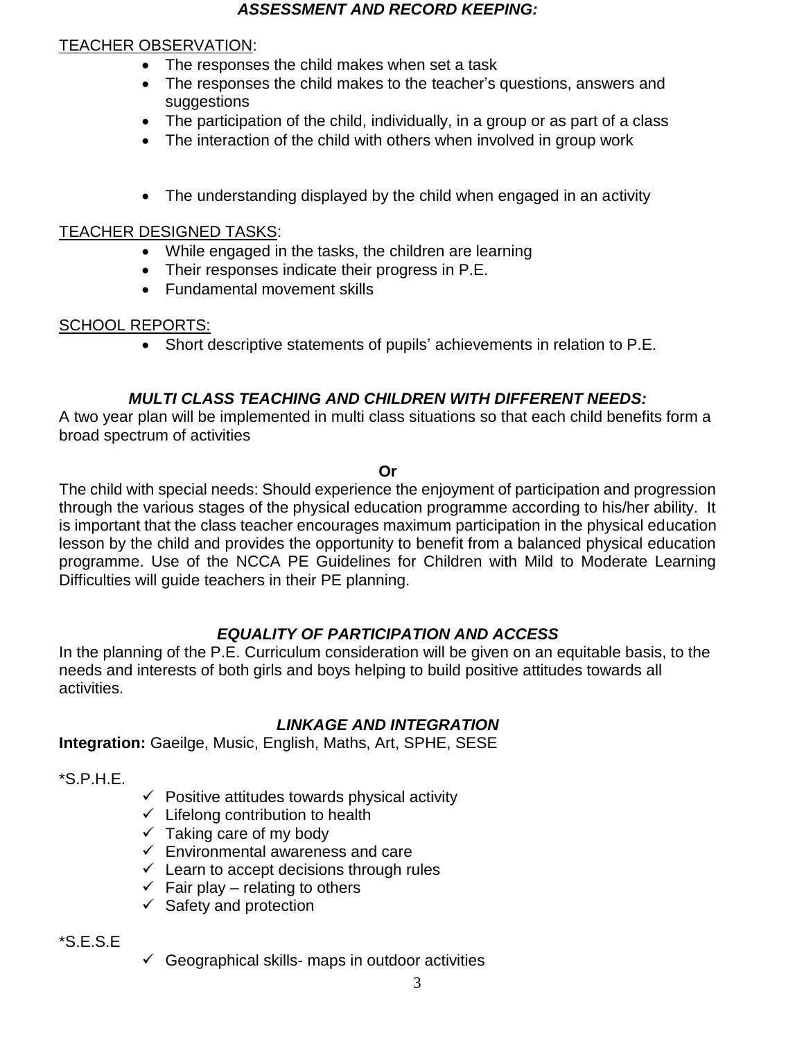## *ASSESSMENT AND RECORD KEEPING:*

TEACHER OBSERVATION:

- The responses the child makes when set a task
- The responses the child makes to the teacher's questions, answers and suggestions
- The participation of the child, individually, in a group or as part of a class
- The interaction of the child with others when involved in group work
- The understanding displayed by the child when engaged in an activity

TEACHER DESIGNED TASKS:

- While engaged in the tasks, the children are learning
- Their responses indicate their progress in P.E.
- Fundamental movement skills

SCHOOL REPORTS:

- Short descriptive statements of pupils' achievements in relation to P.E.

## *MULTI CLASS TEACHING AND CHILDREN WITH DIFFERENT NEEDS:*

A two year plan will be implemented in multi class situations so that each child benefits form a broad spectrum of activities

**Or**

The child with special needs: Should experience the enjoyment of participation and progression through the various stages of the physical education programme according to his/her ability. It is important that the class teacher encourages maximum participation in the physical education lesson by the child and provides the opportunity to benefit from a balanced physical education programme. Use of the NCCA PE Guidelines for Children with Mild to Moderate Learning Difficulties will guide teachers in their PE planning.

## *EQUALITY OF PARTICIPATION AND ACCESS*

In the planning of the P.E. Curriculum consideration will be given on an equitable basis, to the needs and interests of both girls and boys helping to build positive attitudes towards all activities.

## *LINKAGE AND INTEGRATION*

**Integration:** Gaeilge, Music, English, Maths, Art, SPHE, SESE

*S.P.H.E.

- ✓ Positive attitudes towards physical activity
- ✓ Lifelong contribution to health
- ✓ Taking care of my body
- ✓ Environmental awareness and care
- ✓ Learn to accept decisions through rules
- ✓ Fair play – relating to others
- ✓ Safety and protection

*S.E.S.E

- ✓ Geographical skills- maps in outdoor activities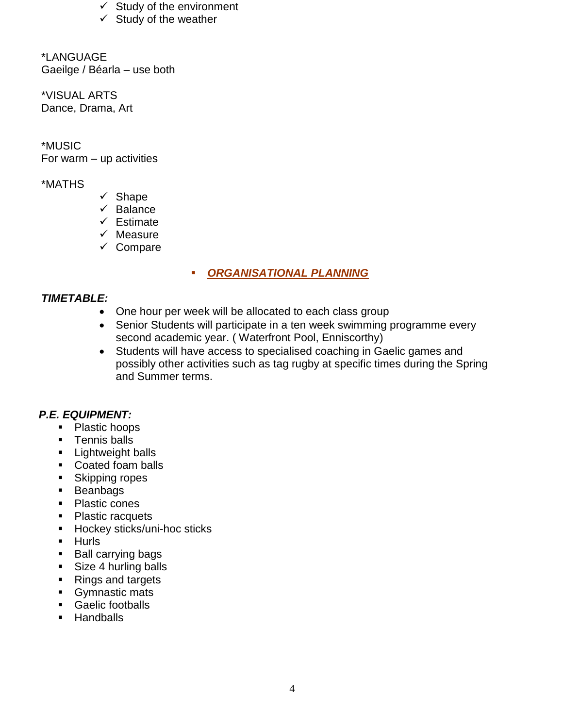- ✓ Study of the environment
- ✓ Study of the weather

*LANGUAGE
Gaeilge / Béarla – use both

*VISUAL ARTS
Dance, Drama, Art

*MUSIC
For warm – up activities

*MATHS

- ✓ Shape
- ✓ Balance
- ✓ Estimate
- ✓ Measure
- ✓ Compare

## ***ORGANISATIONAL PLANNING***

***TIMETABLE:***

- One hour per week will be allocated to each class group
- Senior Students will participate in a ten week swimming programme every second academic year. ( Waterfront Pool, Enniscorthy)
- Students will have access to specialised coaching in Gaelic games and possibly other activities such as tag rugby at specific times during the Spring and Summer terms.

***P.E. EQUIPMENT:***

- Plastic hoops
- Tennis balls
- Lightweight balls
- Coated foam balls
- Skipping ropes
- Beanbags
- Plastic cones
- Plastic racquets
- Hockey sticks/uni-hoc sticks
- Hurls
- Ball carrying bags
- Size 4 hurling balls
- Rings and targets
- Gymnastic mats
- Gaelic footballs
- Handballs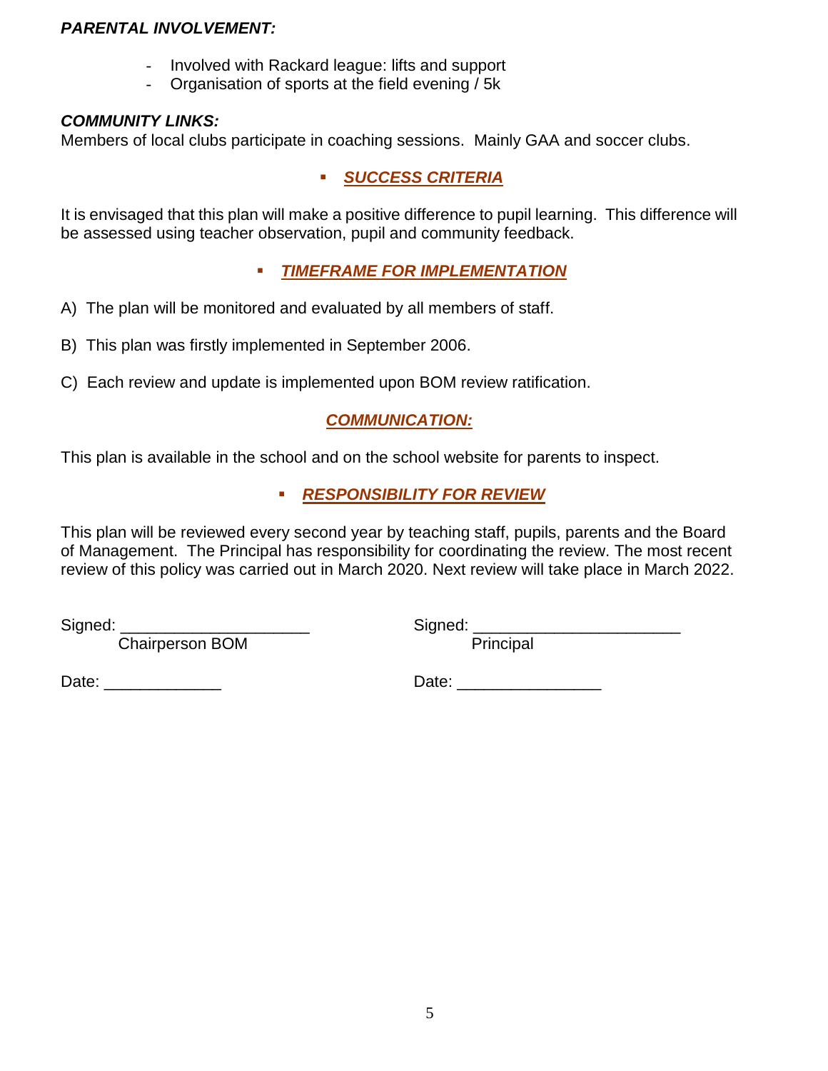***PARENTAL INVOLVEMENT:***

- Involved with Rackard league: lifts and support
- Organisation of sports at the field evening / 5k

***COMMUNITY LINKS:***

Members of local clubs participate in coaching sessions. Mainly GAA and soccer clubs.

## ▪ ***SUCCESS CRITERIA***

It is envisaged that this plan will make a positive difference to pupil learning. This difference will be assessed using teacher observation, pupil and community feedback.

## ▪ ***TIMEFRAME FOR IMPLEMENTATION***

A) The plan will be monitored and evaluated by all members of staff.

B) This plan was firstly implemented in September 2006.

C) Each review and update is implemented upon BOM review ratification.

## ***COMMUNICATION:***

This plan is available in the school and on the school website for parents to inspect.

## ▪ ***RESPONSIBILITY FOR REVIEW***

This plan will be reviewed every second year by teaching staff, pupils, parents and the Board of Management. The Principal has responsibility for coordinating the review. The most recent review of this policy was carried out in March 2020. Next review will take place in March 2022.

Signed: ____________________
Chairperson BOM

Date: _____________

Signed: ______________________
Principal

Date: ________________